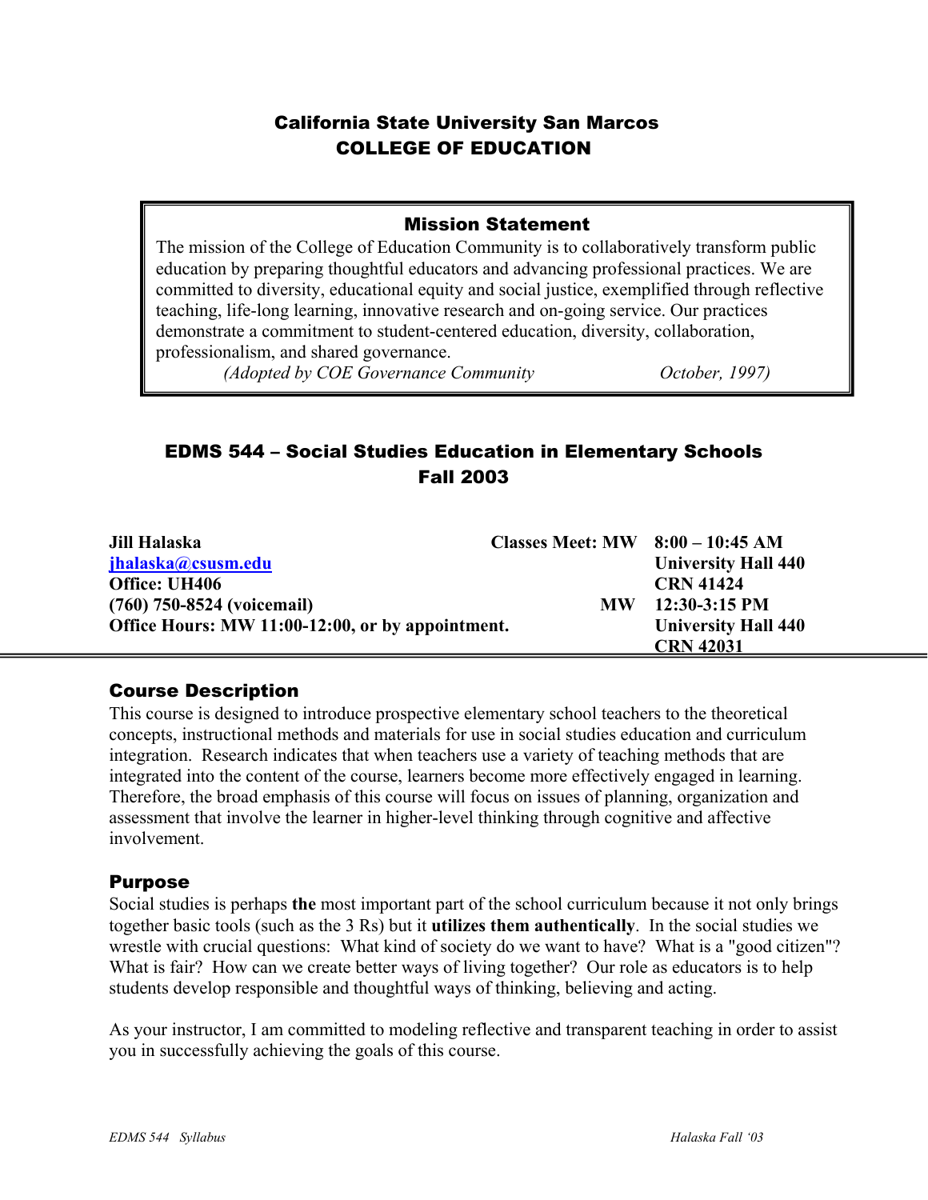## California State University San Marcos
## COLLEGE OF EDUCATION

### Mission Statement

The mission of the College of Education Community is to collaboratively transform public education by preparing thoughtful educators and advancing professional practices. We are committed to diversity, educational equity and social justice, exemplified through reflective teaching, life-long learning, innovative research and on-going service. Our practices demonstrate a commitment to student-centered education, diversity, collaboration, professionalism, and shared governance.

*(Adopted by COE Governance Community October, 1997)*

# EDMS 544 – Social Studies Education in Elementary Schools
## Fall 2003

**Jill Halaska**
**[jhalaska@csusm.edu](mailto:jhalaska@csusm.edu)**
**Office: UH406**
**(760) 750-8524 (voicemail)**
**Office Hours: MW 11:00-12:00, or by appointment.**

**Classes Meet: MW 8:00 – 10:45 AM**
**University Hall 440**
**CRN 41424**

**MW 12:30-3:15 PM**
**University Hall 440**
**CRN 42031**

## Course Description

This course is designed to introduce prospective elementary school teachers to the theoretical concepts, instructional methods and materials for use in social studies education and curriculum integration. Research indicates that when teachers use a variety of teaching methods that are integrated into the content of the course, learners become more effectively engaged in learning. Therefore, the broad emphasis of this course will focus on issues of planning, organization and assessment that involve the learner in higher-level thinking through cognitive and affective involvement.

## Purpose

Social studies is perhaps **the** most important part of the school curriculum because it not only brings together basic tools (such as the 3 Rs) but it **utilizes them authentically**. In the social studies we wrestle with crucial questions: What kind of society do we want to have? What is a "good citizen"? What is fair? How can we create better ways of living together? Our role as educators is to help students develop responsible and thoughtful ways of thinking, believing and acting.

As your instructor, I am committed to modeling reflective and transparent teaching in order to assist you in successfully achieving the goals of this course.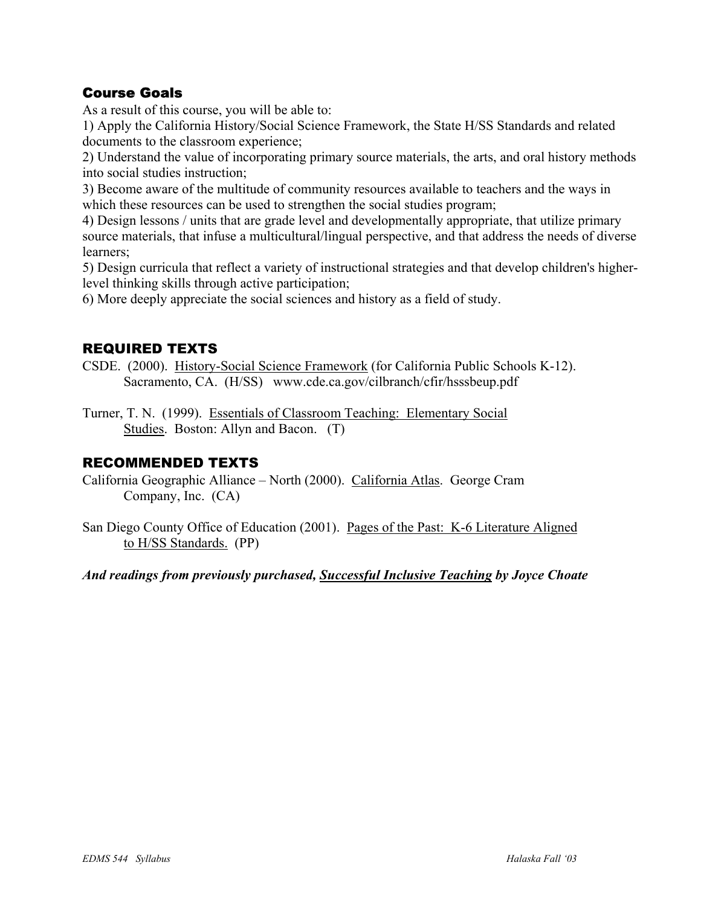## Course Goals

As a result of this course, you will be able to:

1) Apply the California History/Social Science Framework, the State H/SS Standards and related documents to the classroom experience;
2) Understand the value of incorporating primary source materials, the arts, and oral history methods into social studies instruction;
3) Become aware of the multitude of community resources available to teachers and the ways in which these resources can be used to strengthen the social studies program;
4) Design lessons / units that are grade level and developmentally appropriate, that utilize primary source materials, that infuse a multicultural/lingual perspective, and that address the needs of diverse learners;
5) Design curricula that reflect a variety of instructional strategies and that develop children's higher-level thinking skills through active participation;
6) More deeply appreciate the social sciences and history as a field of study.

## REQUIRED TEXTS

CSDE. (2000). History-Social Science Framework (for California Public Schools K-12). Sacramento, CA. (H/SS) www.cde.ca.gov/cilbranch/cfir/hsssbeup.pdf

Turner, T. N. (1999). Essentials of Classroom Teaching: Elementary Social Studies. Boston: Allyn and Bacon. (T)

## RECOMMENDED TEXTS

California Geographic Alliance – North (2000). California Atlas. George Cram Company, Inc. (CA)

San Diego County Office of Education (2001). Pages of the Past: K-6 Literature Aligned to H/SS Standards. (PP)

***And readings from previously purchased, Successful Inclusive Teaching by Joyce Choate***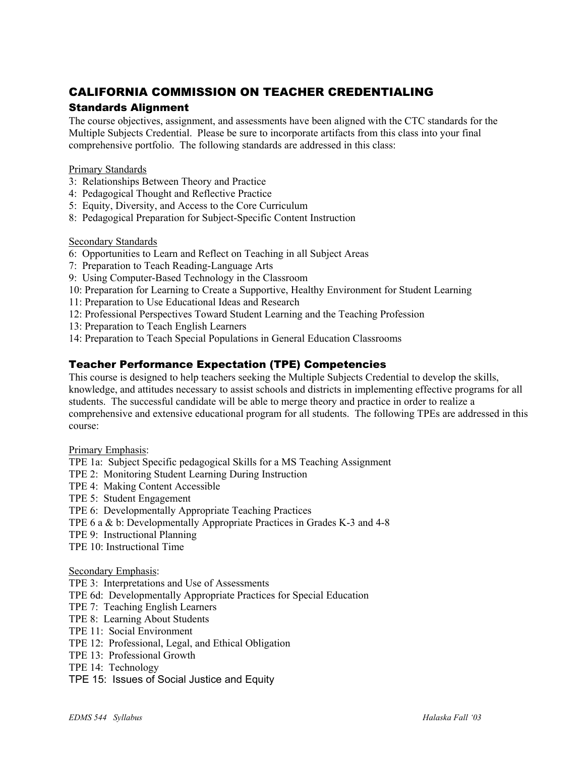## CALIFORNIA COMMISSION ON TEACHER CREDENTIALING

### Standards Alignment

The course objectives, assignment, and assessments have been aligned with the CTC standards for the Multiple Subjects Credential. Please be sure to incorporate artifacts from this class into your final comprehensive portfolio. The following standards are addressed in this class:

Primary Standards

3: Relationships Between Theory and Practice
4: Pedagogical Thought and Reflective Practice
5: Equity, Diversity, and Access to the Core Curriculum
8: Pedagogical Preparation for Subject-Specific Content Instruction

Secondary Standards

6: Opportunities to Learn and Reflect on Teaching in all Subject Areas
7: Preparation to Teach Reading-Language Arts
9: Using Computer-Based Technology in the Classroom
10: Preparation for Learning to Create a Supportive, Healthy Environment for Student Learning
11: Preparation to Use Educational Ideas and Research
12: Professional Perspectives Toward Student Learning and the Teaching Profession
13: Preparation to Teach English Learners
14: Preparation to Teach Special Populations in General Education Classrooms

### Teacher Performance Expectation (TPE) Competencies

This course is designed to help teachers seeking the Multiple Subjects Credential to develop the skills, knowledge, and attitudes necessary to assist schools and districts in implementing effective programs for all students. The successful candidate will be able to merge theory and practice in order to realize a comprehensive and extensive educational program for all students. The following TPEs are addressed in this course:

Primary Emphasis:

TPE 1a: Subject Specific pedagogical Skills for a MS Teaching Assignment
TPE 2: Monitoring Student Learning During Instruction
TPE 4: Making Content Accessible
TPE 5: Student Engagement
TPE 6: Developmentally Appropriate Teaching Practices
TPE 6 a & b: Developmentally Appropriate Practices in Grades K-3 and 4-8
TPE 9: Instructional Planning
TPE 10: Instructional Time

Secondary Emphasis:

TPE 3: Interpretations and Use of Assessments
TPE 6d: Developmentally Appropriate Practices for Special Education
TPE 7: Teaching English Learners
TPE 8: Learning About Students
TPE 11: Social Environment
TPE 12: Professional, Legal, and Ethical Obligation
TPE 13: Professional Growth
TPE 14: Technology
TPE 15: Issues of Social Justice and Equity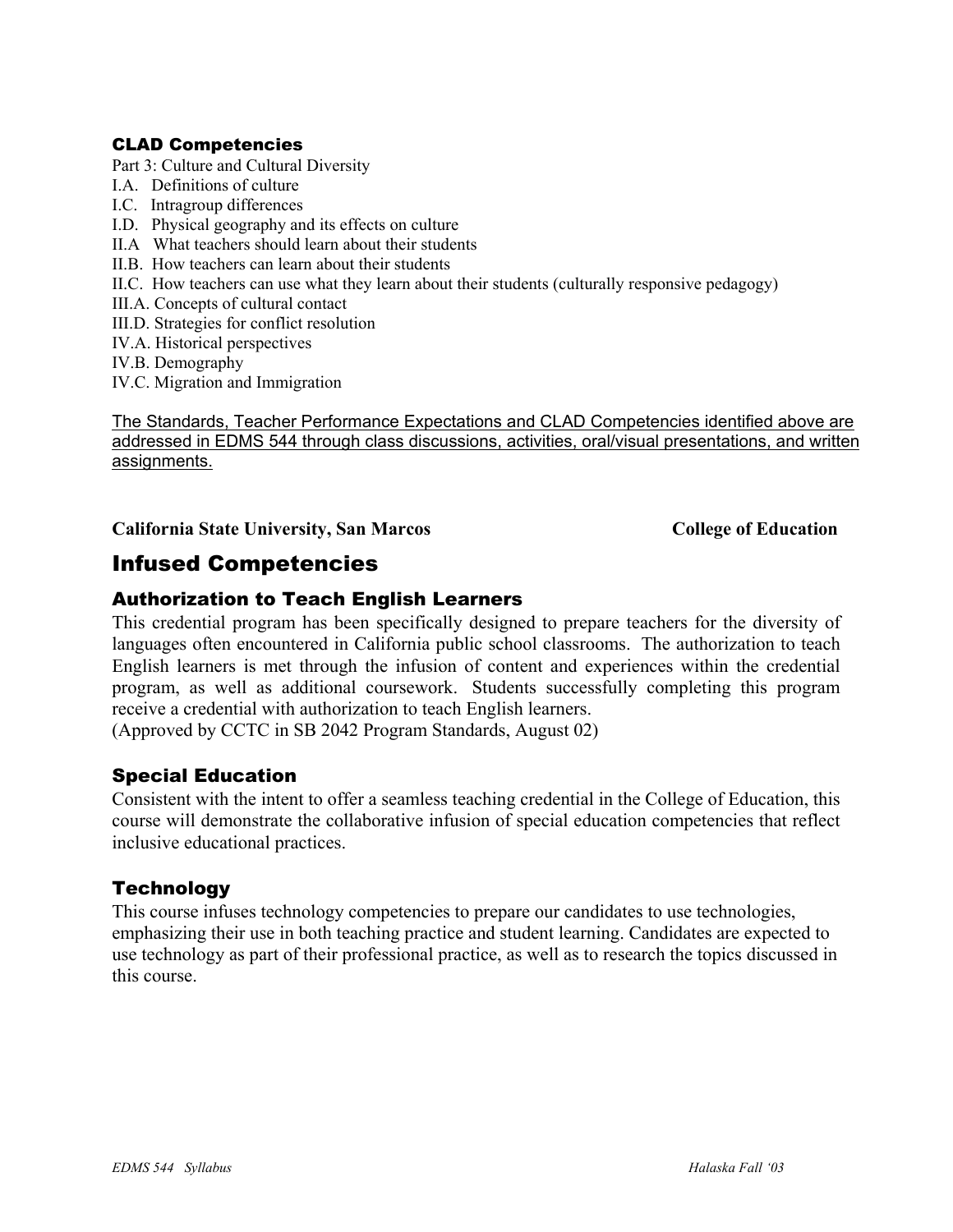### CLAD Competencies

Part 3: Culture and Cultural Diversity

I.A. Definitions of culture
I.C. Intragroup differences
I.D. Physical geography and its effects on culture
II.A What teachers should learn about their students
II.B. How teachers can learn about their students
II.C. How teachers can use what they learn about their students (culturally responsive pedagogy)
III.A. Concepts of cultural contact
III.D. Strategies for conflict resolution
IV.A. Historical perspectives
IV.B. Demography
IV.C. Migration and Immigration

<u>The Standards, Teacher Performance Expectations and CLAD Competencies identified above are addressed in EDMS 544 through class discussions, activities, oral/visual presentations, and written assignments.</u>

**California State University, San Marcos** **College of Education**

## Infused Competencies

### Authorization to Teach English Learners

This credential program has been specifically designed to prepare teachers for the diversity of languages often encountered in California public school classrooms. The authorization to teach English learners is met through the infusion of content and experiences within the credential program, as well as additional coursework. Students successfully completing this program receive a credential with authorization to teach English learners.
(Approved by CCTC in SB 2042 Program Standards, August 02)

### Special Education

Consistent with the intent to offer a seamless teaching credential in the College of Education, this course will demonstrate the collaborative infusion of special education competencies that reflect inclusive educational practices.

### Technology

This course infuses technology competencies to prepare our candidates to use technologies, emphasizing their use in both teaching practice and student learning. Candidates are expected to use technology as part of their professional practice, as well as to research the topics discussed in this course.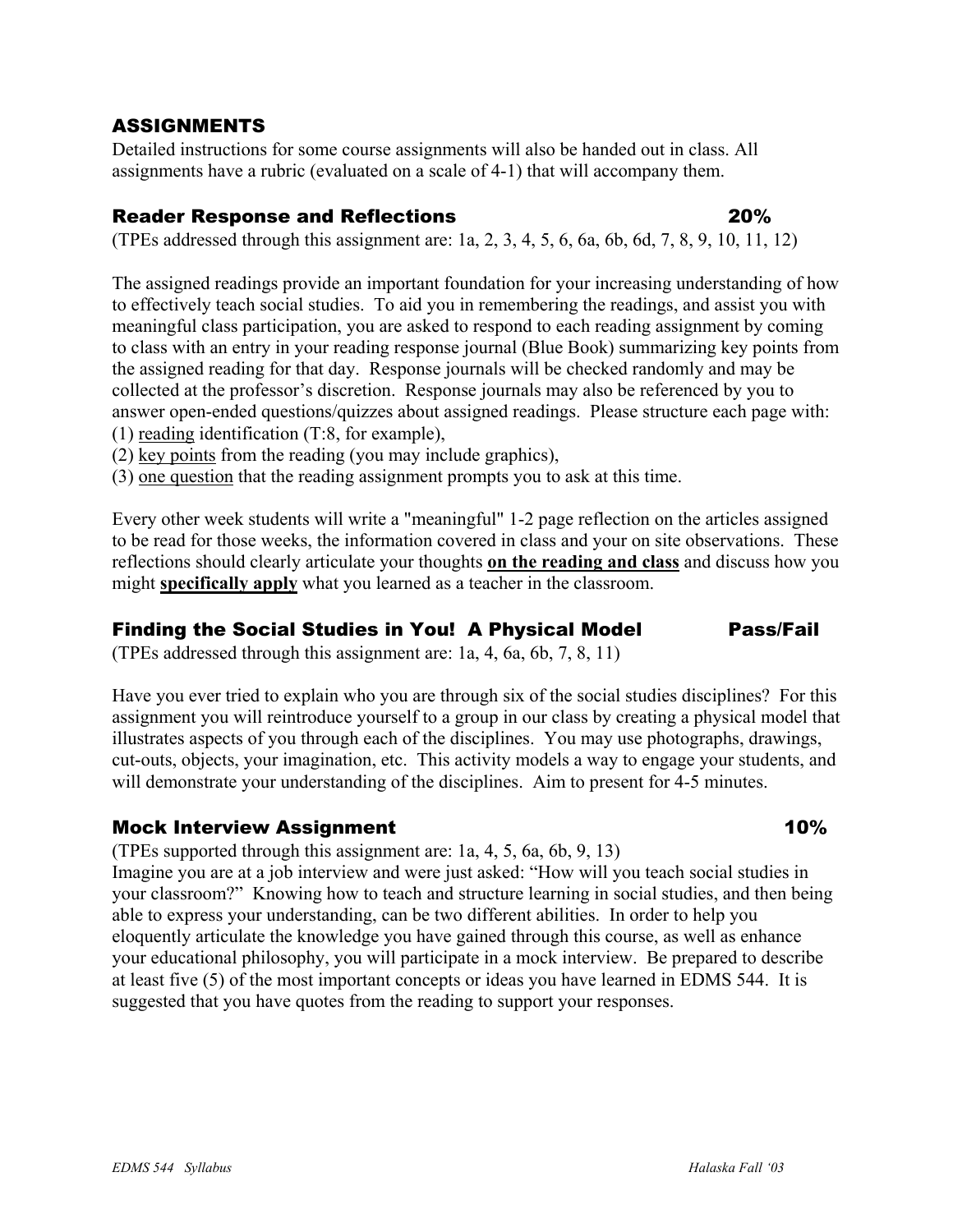## ASSIGNMENTS

Detailed instructions for some course assignments will also be handed out in class. All assignments have a rubric (evaluated on a scale of 4-1) that will accompany them.

### Reader Response and Reflections 20%

(TPEs addressed through this assignment are: 1a, 2, 3, 4, 5, 6, 6a, 6b, 6d, 7, 8, 9, 10, 11, 12)

The assigned readings provide an important foundation for your increasing understanding of how to effectively teach social studies. To aid you in remembering the readings, and assist you with meaningful class participation, you are asked to respond to each reading assignment by coming to class with an entry in your reading response journal (Blue Book) summarizing key points from the assigned reading for that day. Response journals will be checked randomly and may be collected at the professor's discretion. Response journals may also be referenced by you to answer open-ended questions/quizzes about assigned readings. Please structure each page with:

(1) reading identification (T:8, for example),
(2) key points from the reading (you may include graphics),
(3) one question that the reading assignment prompts you to ask at this time.

Every other week students will write a "meaningful" 1-2 page reflection on the articles assigned to be read for those weeks, the information covered in class and your on site observations. These reflections should clearly articulate your thoughts **on the reading and class** and discuss how you might **specifically apply** what you learned as a teacher in the classroom.

### Finding the Social Studies in You! A Physical Model Pass/Fail

(TPEs addressed through this assignment are: 1a, 4, 6a, 6b, 7, 8, 11)

Have you ever tried to explain who you are through six of the social studies disciplines? For this assignment you will reintroduce yourself to a group in our class by creating a physical model that illustrates aspects of you through each of the disciplines. You may use photographs, drawings, cut-outs, objects, your imagination, etc. This activity models a way to engage your students, and will demonstrate your understanding of the disciplines. Aim to present for 4-5 minutes.

### Mock Interview Assignment 10%

(TPEs supported through this assignment are: 1a, 4, 5, 6a, 6b, 9, 13)
Imagine you are at a job interview and were just asked: "How will you teach social studies in your classroom?" Knowing how to teach and structure learning in social studies, and then being able to express your understanding, can be two different abilities. In order to help you eloquently articulate the knowledge you have gained through this course, as well as enhance your educational philosophy, you will participate in a mock interview. Be prepared to describe at least five (5) of the most important concepts or ideas you have learned in EDMS 544. It is suggested that you have quotes from the reading to support your responses.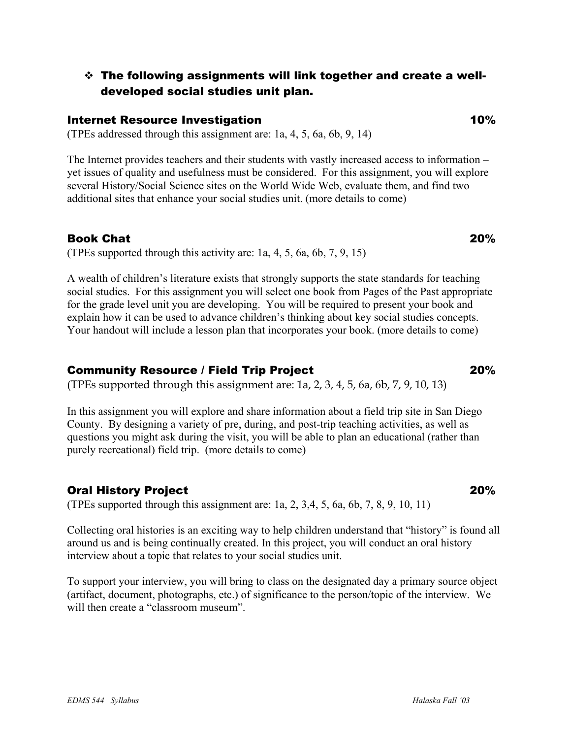- ❖ **The following assignments will link together and create a well-developed social studies unit plan.**

### Internet Resource Investigation 10%

(TPEs addressed through this assignment are: 1a, 4, 5, 6a, 6b, 9, 14)

The Internet provides teachers and their students with vastly increased access to information – yet issues of quality and usefulness must be considered. For this assignment, you will explore several History/Social Science sites on the World Wide Web, evaluate them, and find two additional sites that enhance your social studies unit. (more details to come)

### Book Chat 20%

(TPEs supported through this activity are: 1a, 4, 5, 6a, 6b, 7, 9, 15)

A wealth of children's literature exists that strongly supports the state standards for teaching social studies. For this assignment you will select one book from Pages of the Past appropriate for the grade level unit you are developing. You will be required to present your book and explain how it can be used to advance children's thinking about key social studies concepts. Your handout will include a lesson plan that incorporates your book. (more details to come)

### Community Resource / Field Trip Project 20%

(TPEs supported through this assignment are: 1a, 2, 3, 4, 5, 6a, 6b, 7, 9, 10, 13)

In this assignment you will explore and share information about a field trip site in San Diego County. By designing a variety of pre, during, and post-trip teaching activities, as well as questions you might ask during the visit, you will be able to plan an educational (rather than purely recreational) field trip. (more details to come)

### Oral History Project 20%

(TPEs supported through this assignment are: 1a, 2, 3,4, 5, 6a, 6b, 7, 8, 9, 10, 11)

Collecting oral histories is an exciting way to help children understand that "history" is found all around us and is being continually created. In this project, you will conduct an oral history interview about a topic that relates to your social studies unit.

To support your interview, you will bring to class on the designated day a primary source object (artifact, document, photographs, etc.) of significance to the person/topic of the interview. We will then create a "classroom museum".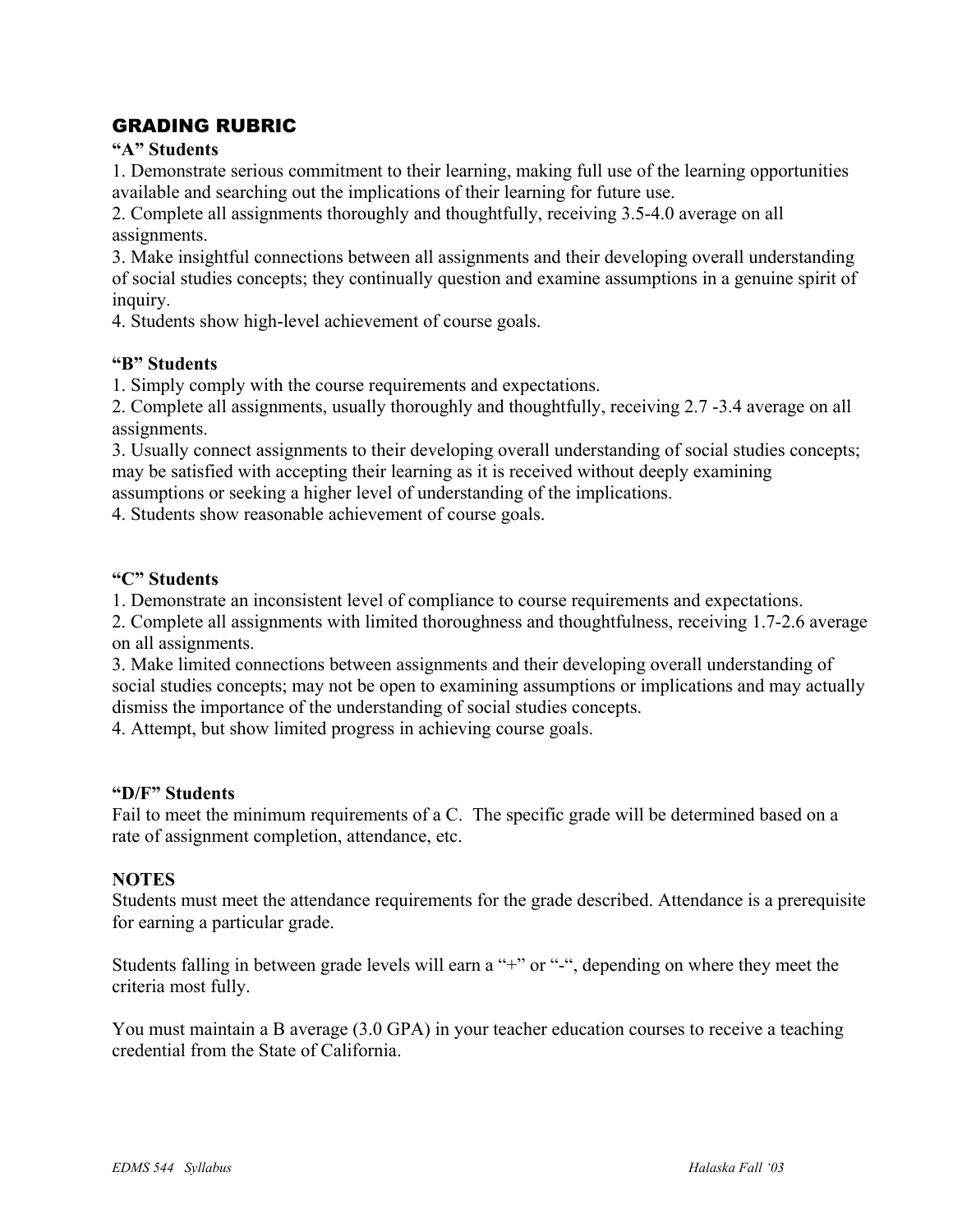## GRADING RUBRIC

**"A" Students**

1. Demonstrate serious commitment to their learning, making full use of the learning opportunities available and searching out the implications of their learning for future use.
2. Complete all assignments thoroughly and thoughtfully, receiving 3.5-4.0 average on all assignments.
3. Make insightful connections between all assignments and their developing overall understanding of social studies concepts; they continually question and examine assumptions in a genuine spirit of inquiry.
4. Students show high-level achievement of course goals.

**"B" Students**

1. Simply comply with the course requirements and expectations.
2. Complete all assignments, usually thoroughly and thoughtfully, receiving 2.7 -3.4 average on all assignments.
3. Usually connect assignments to their developing overall understanding of social studies concepts; may be satisfied with accepting their learning as it is received without deeply examining assumptions or seeking a higher level of understanding of the implications.
4. Students show reasonable achievement of course goals.

**"C" Students**

1. Demonstrate an inconsistent level of compliance to course requirements and expectations.
2. Complete all assignments with limited thoroughness and thoughtfulness, receiving 1.7-2.6 average on all assignments.
3. Make limited connections between assignments and their developing overall understanding of social studies concepts; may not be open to examining assumptions or implications and may actually dismiss the importance of the understanding of social studies concepts.
4. Attempt, but show limited progress in achieving course goals.

**"D/F" Students**

Fail to meet the minimum requirements of a C. The specific grade will be determined based on a rate of assignment completion, attendance, etc.

**NOTES**

Students must meet the attendance requirements for the grade described. Attendance is a prerequisite for earning a particular grade.

Students falling in between grade levels will earn a "+" or "-", depending on where they meet the criteria most fully.

You must maintain a B average (3.0 GPA) in your teacher education courses to receive a teaching credential from the State of California.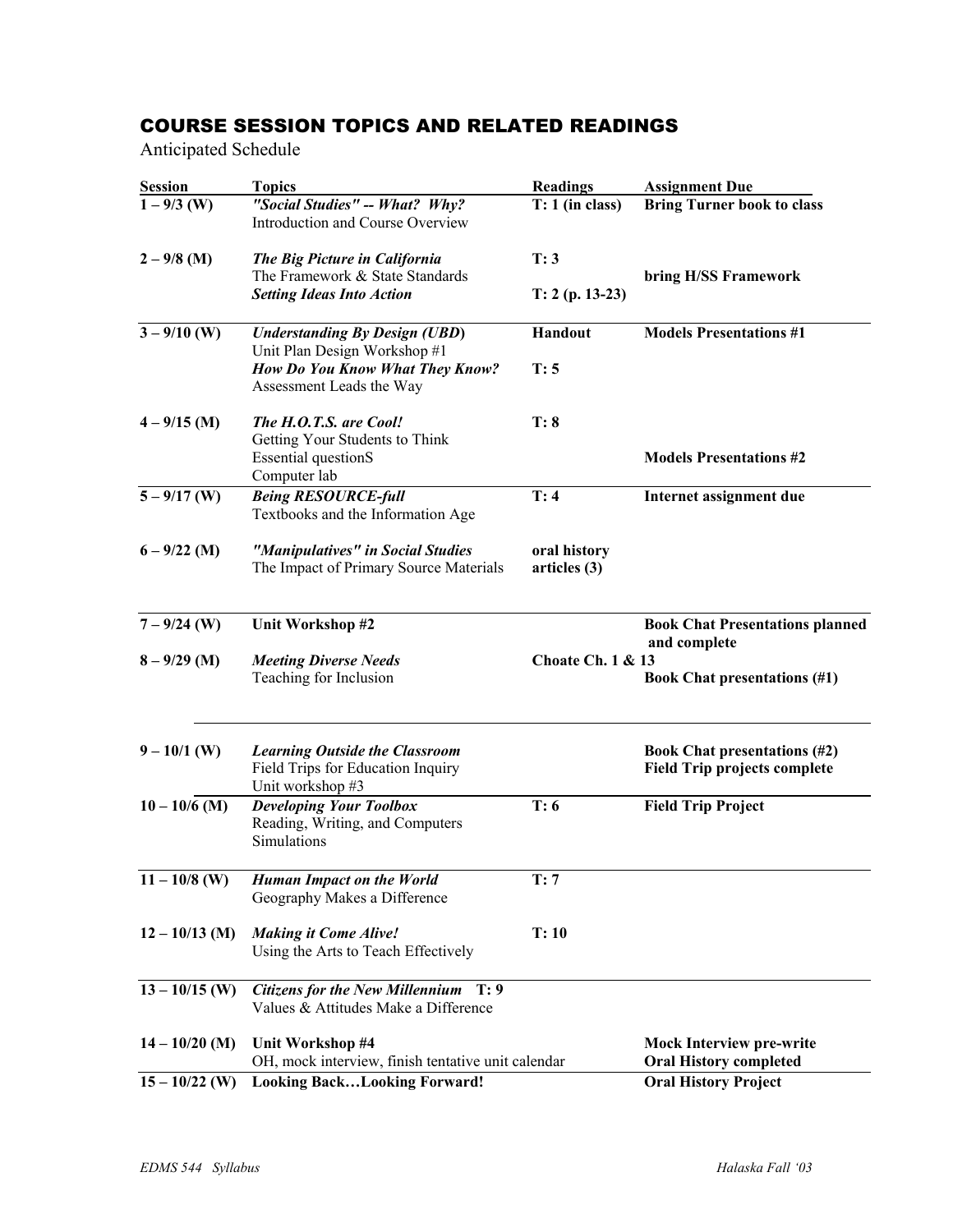## COURSE SESSION TOPICS AND RELATED READINGS

Anticipated Schedule

| Session | Topics | Readings | Assignment Due |
|---|---|---|---|
| **1 – 9/3 (W)** | ***"Social Studies" -- What? Why?***<br>Introduction and Course Overview | **T: 1 (in class)** | **Bring Turner book to class** |
| **2 – 9/8 (M)** | ***The Big Picture in California***<br>The Framework & State Standards<br>***Setting Ideas Into Action*** | **T: 3**<br><br>**T: 2 (p. 13-23)** | <br>**bring H/SS Framework** |
| **3 – 9/10 (W)** | ***Understanding By Design (UBD)***<br>Unit Plan Design Workshop #1<br>***How Do You Know What They Know?***<br>Assessment Leads the Way | **Handout**<br><br>**T: 5** | **Models Presentations #1** |
| **4 – 9/15 (M)** | ***The H.O.T.S. are Cool!***<br>Getting Your Students to Think<br>Essential questionS<br>Computer lab | **T: 8** | <br><br>**Models Presentations #2** |
| **5 – 9/17 (W)** | ***Being RESOURCE-full***<br>Textbooks and the Information Age | **T: 4** | **Internet assignment due** |
| **6 – 9/22 (M)** | ***"Manipulatives" in Social Studies***<br>The Impact of Primary Source Materials | **oral history articles (3)** | |
| **7 – 9/24 (W)** | **Unit Workshop #2** | | **Book Chat Presentations planned and complete** |
| **8 – 9/29 (M)** | ***Meeting Diverse Needs***<br>Teaching for Inclusion | **Choate Ch. 1 & 13** | **Book Chat presentations (#1)** |
| **9 – 10/1 (W)** | ***Learning Outside the Classroom***<br>Field Trips for Education Inquiry<br>Unit workshop #3 | | **Book Chat presentations (#2)**<br>**Field Trip projects complete** |
| **10 – 10/6 (M)** | ***Developing Your Toolbox***<br>Reading, Writing, and Computers<br>Simulations | **T: 6** | **Field Trip Project** |
| **11 – 10/8 (W)** | ***Human Impact on the World***<br>Geography Makes a Difference | **T: 7** | |
| **12 – 10/13 (M)** | ***Making it Come Alive!***<br>Using the Arts to Teach Effectively | **T: 10** | |
| **13 – 10/15 (W)** | ***Citizens for the New Millennium*** **T: 9**<br>Values & Attitudes Make a Difference | | |
| **14 – 10/20 (M)** | **Unit Workshop #4**<br>OH, mock interview, finish tentative unit calendar | | **Mock Interview pre-write**<br>**Oral History completed** |
| **15 – 10/22 (W)** | **Looking Back…Looking Forward!** | | **Oral History Project** |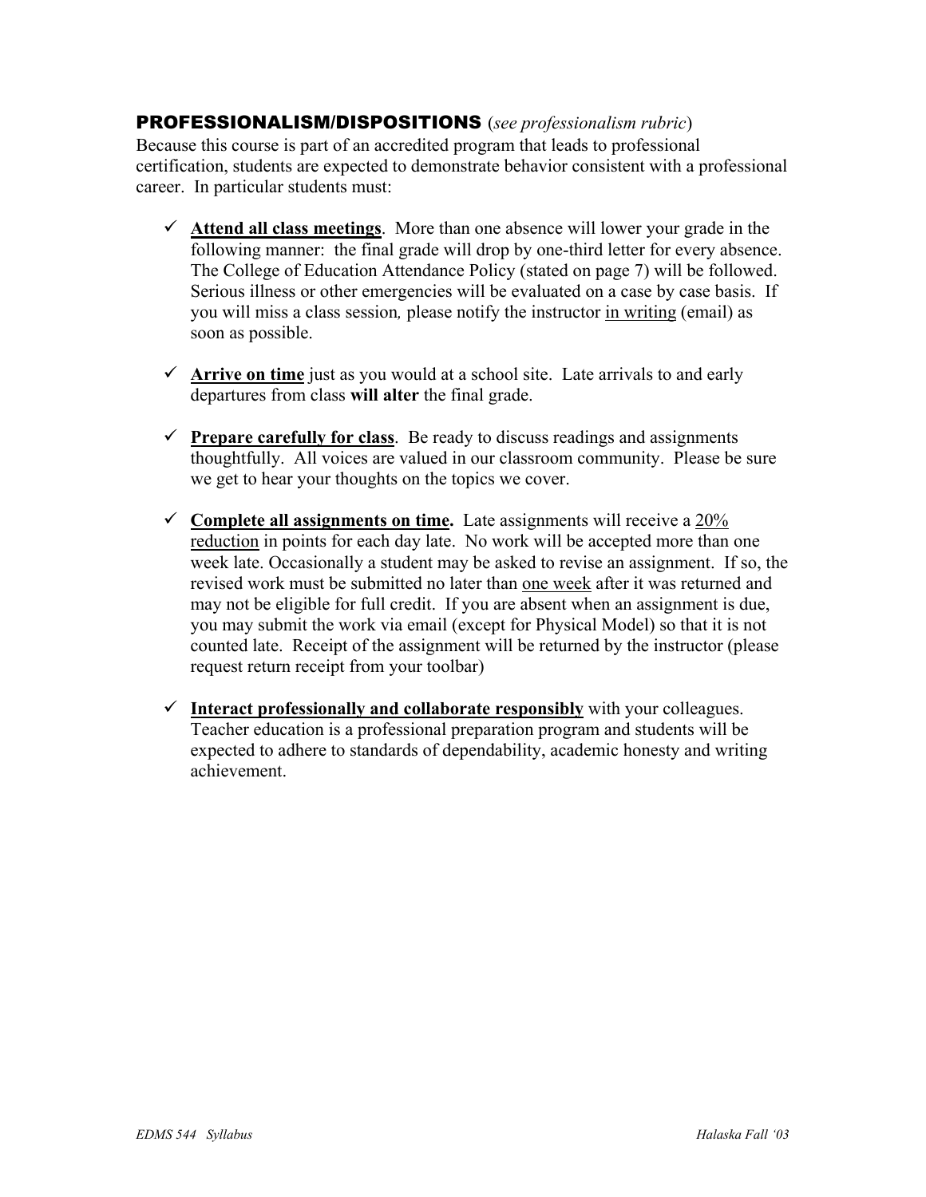## PROFESSIONALISM/DISPOSITIONS (*see professionalism rubric*)

Because this course is part of an accredited program that leads to professional certification, students are expected to demonstrate behavior consistent with a professional career. In particular students must:

- ✓ **Attend all class meetings**. More than one absence will lower your grade in the following manner: the final grade will drop by one-third letter for every absence. The College of Education Attendance Policy (stated on page 7) will be followed. Serious illness or other emergencies will be evaluated on a case by case basis. If you will miss a class session, please notify the instructor in writing (email) as soon as possible.

- ✓ **Arrive on time** just as you would at a school site. Late arrivals to and early departures from class **will alter** the final grade.

- ✓ **Prepare carefully for class**. Be ready to discuss readings and assignments thoughtfully. All voices are valued in our classroom community. Please be sure we get to hear your thoughts on the topics we cover.

- ✓ **Complete all assignments on time.** Late assignments will receive a 20% reduction in points for each day late. No work will be accepted more than one week late. Occasionally a student may be asked to revise an assignment. If so, the revised work must be submitted no later than one week after it was returned and may not be eligible for full credit. If you are absent when an assignment is due, you may submit the work via email (except for Physical Model) so that it is not counted late. Receipt of the assignment will be returned by the instructor (please request return receipt from your toolbar)

- ✓ **Interact professionally and collaborate responsibly** with your colleagues. Teacher education is a professional preparation program and students will be expected to adhere to standards of dependability, academic honesty and writing achievement.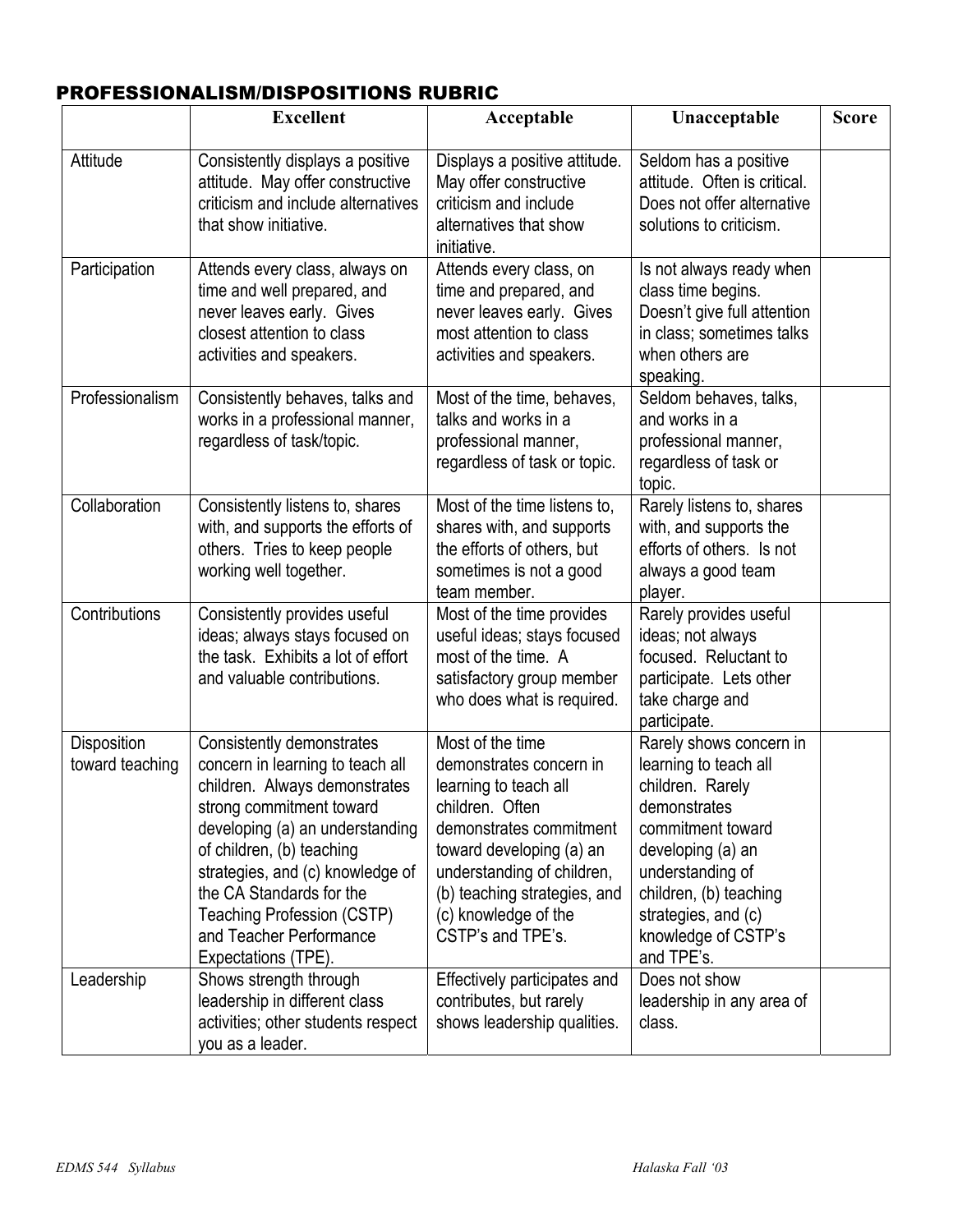## PROFESSIONALISM/DISPOSITIONS RUBRIC

| | Excellent | Acceptable | Unacceptable | Score |
|---|---|---|---|---|
| Attitude | Consistently displays a positive attitude. May offer constructive criticism and include alternatives that show initiative. | Displays a positive attitude. May offer constructive criticism and include alternatives that show initiative. | Seldom has a positive attitude. Often is critical. Does not offer alternative solutions to criticism. | |
| Participation | Attends every class, always on time and well prepared, and never leaves early. Gives closest attention to class activities and speakers. | Attends every class, on time and prepared, and never leaves early. Gives most attention to class activities and speakers. | Is not always ready when class time begins. Doesn't give full attention in class; sometimes talks when others are speaking. | |
| Professionalism | Consistently behaves, talks and works in a professional manner, regardless of task/topic. | Most of the time, behaves, talks and works in a professional manner, regardless of task or topic. | Seldom behaves, talks, and works in a professional manner, regardless of task or topic. | |
| Collaboration | Consistently listens to, shares with, and supports the efforts of others. Tries to keep people working well together. | Most of the time listens to, shares with, and supports the efforts of others, but sometimes is not a good team member. | Rarely listens to, shares with, and supports the efforts of others. Is not always a good team player. | |
| Contributions | Consistently provides useful ideas; always stays focused on the task. Exhibits a lot of effort and valuable contributions. | Most of the time provides useful ideas; stays focused most of the time. A satisfactory group member who does what is required. | Rarely provides useful ideas; not always focused. Reluctant to participate. Lets other take charge and participate. | |
| Disposition toward teaching | Consistently demonstrates concern in learning to teach all children. Always demonstrates strong commitment toward developing (a) an understanding of children, (b) teaching strategies, and (c) knowledge of the CA Standards for the Teaching Profession (CSTP) and Teacher Performance Expectations (TPE). | Most of the time demonstrates concern in learning to teach all children. Often demonstrates commitment toward developing (a) an understanding of children, (b) teaching strategies, and (c) knowledge of the CSTP's and TPE's. | Rarely shows concern in learning to teach all children. Rarely demonstrates commitment toward developing (a) an understanding of children, (b) teaching strategies, and (c) knowledge of CSTP's and TPE's. | |
| Leadership | Shows strength through leadership in different class activities; other students respect you as a leader. | Effectively participates and contributes, but rarely shows leadership qualities. | Does not show leadership in any area of class. | |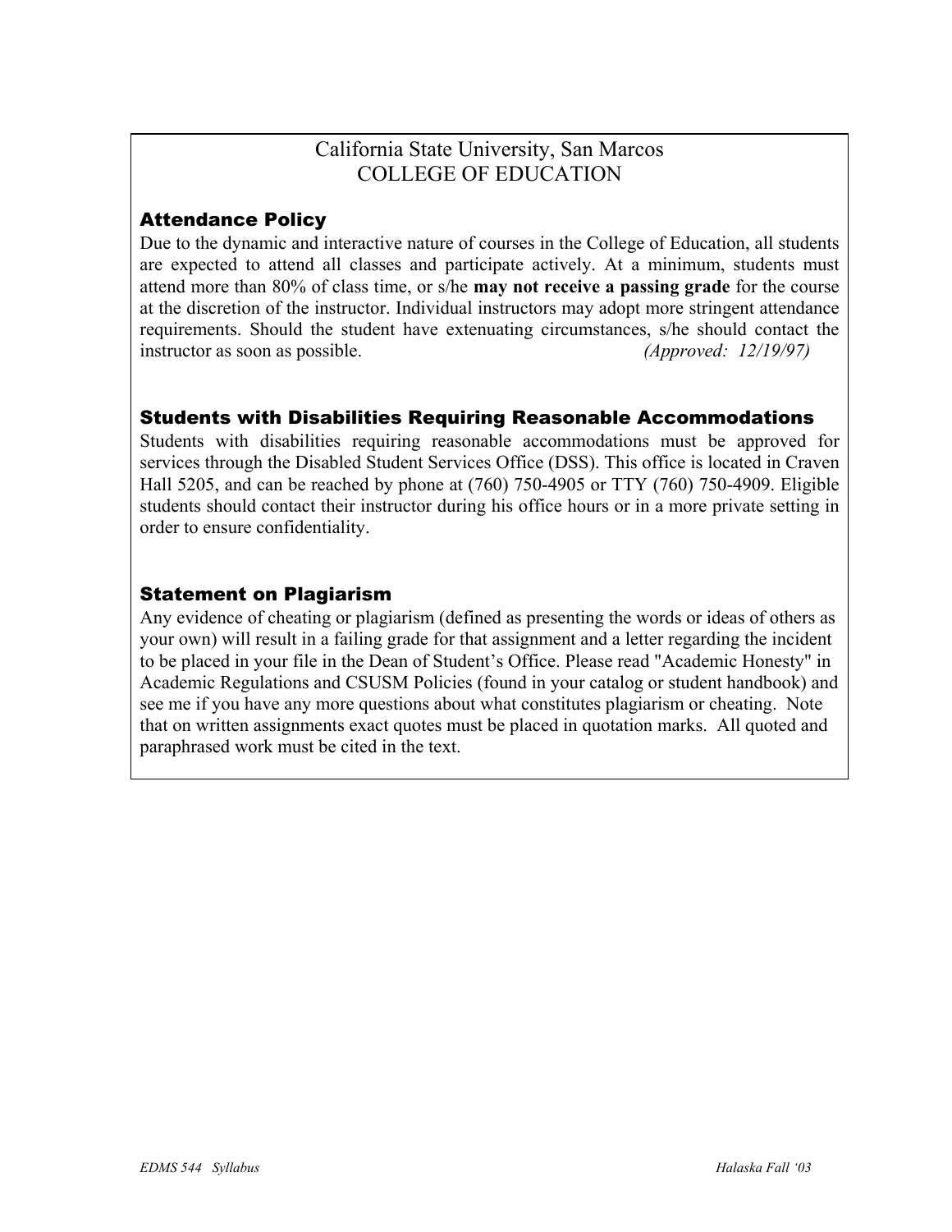California State University, San Marcos
COLLEGE OF EDUCATION

### Attendance Policy

Due to the dynamic and interactive nature of courses in the College of Education, all students are expected to attend all classes and participate actively. At a minimum, students must attend more than 80% of class time, or s/he **may not receive a passing grade** for the course at the discretion of the instructor. Individual instructors may adopt more stringent attendance requirements. Should the student have extenuating circumstances, s/he should contact the instructor as soon as possible. *(Approved: 12/19/97)*

### Students with Disabilities Requiring Reasonable Accommodations

Students with disabilities requiring reasonable accommodations must be approved for services through the Disabled Student Services Office (DSS). This office is located in Craven Hall 5205, and can be reached by phone at (760) 750-4905 or TTY (760) 750-4909. Eligible students should contact their instructor during his office hours or in a more private setting in order to ensure confidentiality.

### Statement on Plagiarism

Any evidence of cheating or plagiarism (defined as presenting the words or ideas of others as your own) will result in a failing grade for that assignment and a letter regarding the incident to be placed in your file in the Dean of Student's Office. Please read "Academic Honesty" in Academic Regulations and CSUSM Policies (found in your catalog or student handbook) and see me if you have any more questions about what constitutes plagiarism or cheating. Note that on written assignments exact quotes must be placed in quotation marks. All quoted and paraphrased work must be cited in the text.